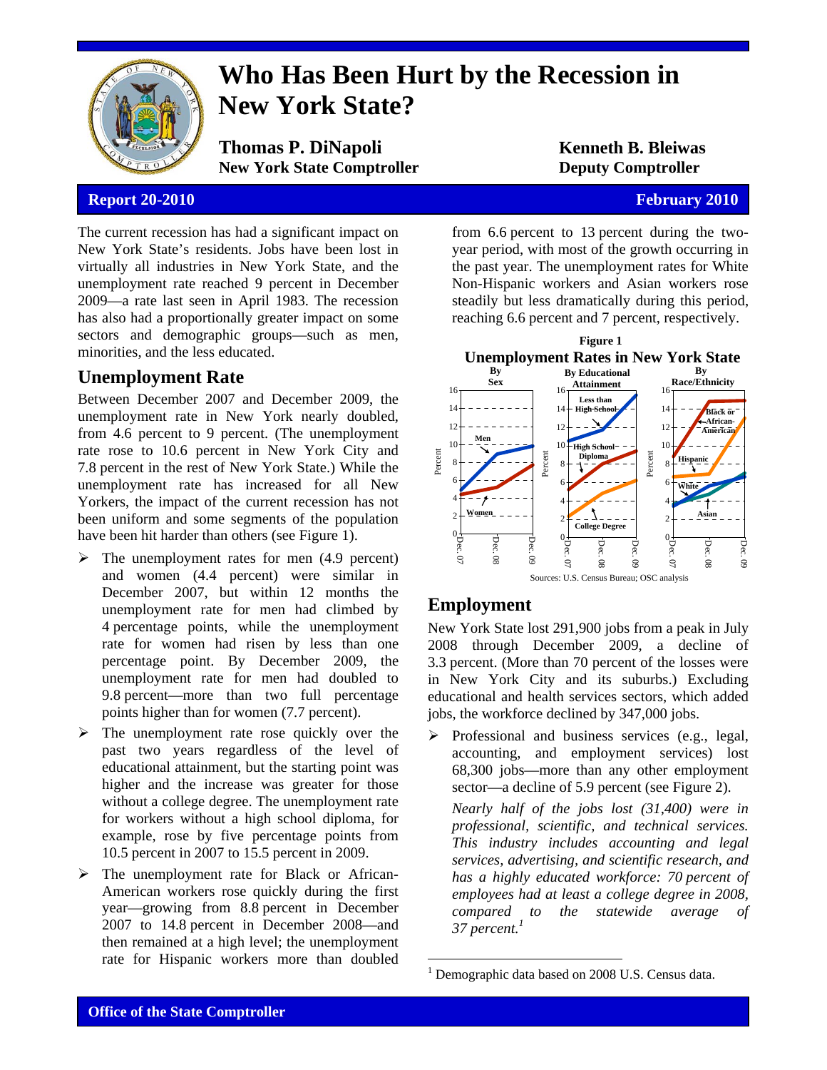# Who Has Been Hurt by the Recession in New York State?

**Thomas P. DiNapoli**
**New York State Comptroller**

**Kenneth B. Bleiwas**
**Deputy Comptroller**

**Report 20-2010** | **February 2010**

The current recession has had a significant impact on New York State's residents. Jobs have been lost in virtually all industries in New York State, and the unemployment rate reached 9 percent in December 2009—a rate last seen in April 1983. The recession has also had a proportionally greater impact on some sectors and demographic groups—such as men, minorities, and the less educated.

## Unemployment Rate

Between December 2007 and December 2009, the unemployment rate in New York nearly doubled, from 4.6 percent to 9 percent. (The unemployment rate rose to 10.6 percent in New York City and 7.8 percent in the rest of New York State.) While the unemployment rate has increased for all New Yorkers, the impact of the current recession has not been uniform and some segments of the population have been hit harder than others (see Figure 1).

- The unemployment rates for men (4.9 percent) and women (4.4 percent) were similar in December 2007, but within 12 months the unemployment rate for men had climbed by 4 percentage points, while the unemployment rate for women had risen by less than one percentage point. By December 2009, the unemployment rate for men had doubled to 9.8 percent—more than two full percentage points higher than for women (7.7 percent).
- The unemployment rate rose quickly over the past two years regardless of the level of educational attainment, but the starting point was higher and the increase was greater for those without a college degree. The unemployment rate for workers without a high school diploma, for example, rose by five percentage points from 10.5 percent in 2007 to 15.5 percent in 2009.
- The unemployment rate for Black or African-American workers rose quickly during the first year—growing from 8.8 percent in December 2007 to 14.8 percent in December 2008—and then remained at a high level; the unemployment rate for Hispanic workers more than doubled from 6.6 percent to 13 percent during the two-year period, with most of the growth occurring in the past year. The unemployment rates for White Non-Hispanic workers and Asian workers rose steadily but less dramatically during this period, reaching 6.6 percent and 7 percent, respectively.

**Figure 1**
**Unemployment Rates in New York State**

Sources: U.S. Census Bureau; OSC analysis

## Employment

New York State lost 291,900 jobs from a peak in July 2008 through December 2009, a decline of 3.3 percent. (More than 70 percent of the losses were in New York City and its suburbs.) Excluding educational and health services sectors, which added jobs, the workforce declined by 347,000 jobs.

- Professional and business services (e.g., legal, accounting, and employment services) lost 68,300 jobs—more than any other employment sector—a decline of 5.9 percent (see Figure 2).

  *Nearly half of the jobs lost (31,400) were in professional, scientific, and technical services. This industry includes accounting and legal services, advertising, and scientific research, and has a highly educated workforce: 70 percent of employees had at least a college degree in 2008, compared to the statewide average of 37 percent.*[1]

[1] Demographic data based on 2008 U.S. Census data.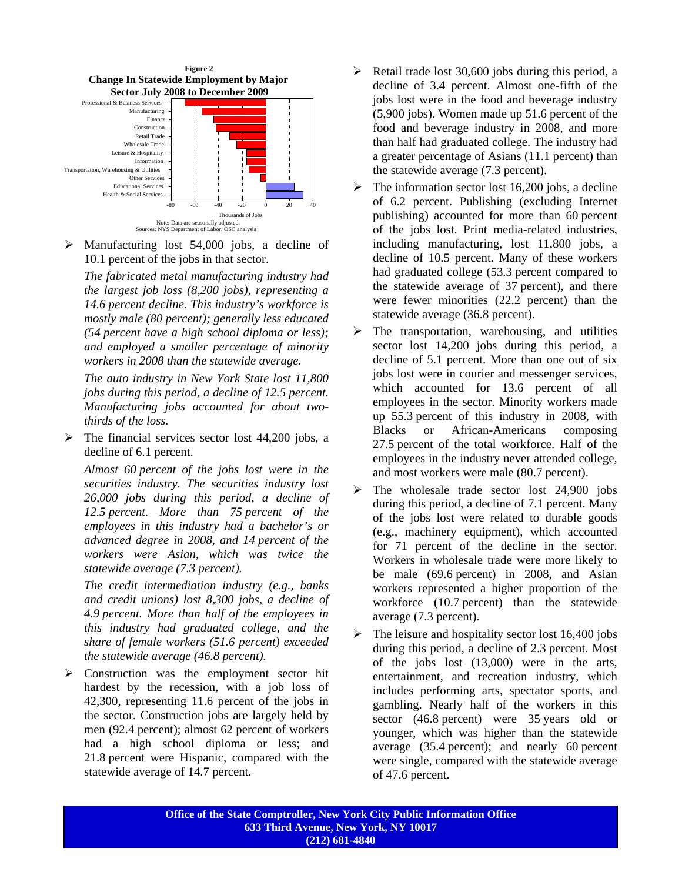**Figure 2**
**Change In Statewide Employment by Major Sector July 2008 to December 2009**

Professional & Business Services
Manufacturing
Finance
Construction
Retail Trade
Wholesale Trade
Leisure & Hospitality
Information
Transportation, Warehousing & Utilities
Other Services
Educational Services
Health & Social Services

-80 -60 -40 -20 0 20 40

Thousands of Jobs

Note: Data are seasonally adjusted.
Sources: NYS Department of Labor, OSC analysis

- Manufacturing lost 54,000 jobs, a decline of 10.1 percent of the jobs in that sector.

  *The fabricated metal manufacturing industry had the largest job loss (8,200 jobs), representing a 14.6 percent decline. This industry's workforce is mostly male (80 percent); generally less educated (54 percent have a high school diploma or less); and employed a smaller percentage of minority workers in 2008 than the statewide average.*

  *The auto industry in New York State lost 11,800 jobs during this period, a decline of 12.5 percent. Manufacturing jobs accounted for about two-thirds of the loss.*

- The financial services sector lost 44,200 jobs, a decline of 6.1 percent.

  *Almost 60 percent of the jobs lost were in the securities industry. The securities industry lost 26,000 jobs during this period, a decline of 12.5 percent. More than 75 percent of the employees in this industry had a bachelor's or advanced degree in 2008, and 14 percent of the workers were Asian, which was twice the statewide average (7.3 percent).*

  *The credit intermediation industry (e.g., banks and credit unions) lost 8,300 jobs, a decline of 4.9 percent. More than half of the employees in this industry had graduated college, and the share of female workers (51.6 percent) exceeded the statewide average (46.8 percent).*

- Construction was the employment sector hit hardest by the recession, with a job loss of 42,300, representing 11.6 percent of the jobs in the sector. Construction jobs are largely held by men (92.4 percent); almost 62 percent of workers had a high school diploma or less; and 21.8 percent were Hispanic, compared with the statewide average of 14.7 percent.

- Retail trade lost 30,600 jobs during this period, a decline of 3.4 percent. Almost one-fifth of the jobs lost were in the food and beverage industry (5,900 jobs). Women made up 51.6 percent of the food and beverage industry in 2008, and more than half had graduated college. The industry had a greater percentage of Asians (11.1 percent) than the statewide average (7.3 percent).

- The information sector lost 16,200 jobs, a decline of 6.2 percent. Publishing (excluding Internet publishing) accounted for more than 60 percent of the jobs lost. Print media-related industries, including manufacturing, lost 11,800 jobs, a decline of 10.5 percent. Many of these workers had graduated college (53.3 percent compared to the statewide average of 37 percent), and there were fewer minorities (22.2 percent) than the statewide average (36.8 percent).

- The transportation, warehousing, and utilities sector lost 14,200 jobs during this period, a decline of 5.1 percent. More than one out of six jobs lost were in courier and messenger services, which accounted for 13.6 percent of all employees in the sector. Minority workers made up 55.3 percent of this industry in 2008, with Blacks or African-Americans composing 27.5 percent of the total workforce. Half of the employees in the industry never attended college, and most workers were male (80.7 percent).

- The wholesale trade sector lost 24,900 jobs during this period, a decline of 7.1 percent. Many of the jobs lost were related to durable goods (e.g., machinery equipment), which accounted for 71 percent of the decline in the sector. Workers in wholesale trade were more likely to be male (69.6 percent) in 2008, and Asian workers represented a higher proportion of the workforce (10.7 percent) than the statewide average (7.3 percent).

- The leisure and hospitality sector lost 16,400 jobs during this period, a decline of 2.3 percent. Most of the jobs lost (13,000) were in the arts, entertainment, and recreation industry, which includes performing arts, spectator sports, and gambling. Nearly half of the workers in this sector (46.8 percent) were 35 years old or younger, which was higher than the statewide average (35.4 percent); and nearly 60 percent were single, compared with the statewide average of 47.6 percent.

**Office of the State Comptroller, New York City Public Information Office**
**633 Third Avenue, New York, NY 10017**
**(212) 681-4840**